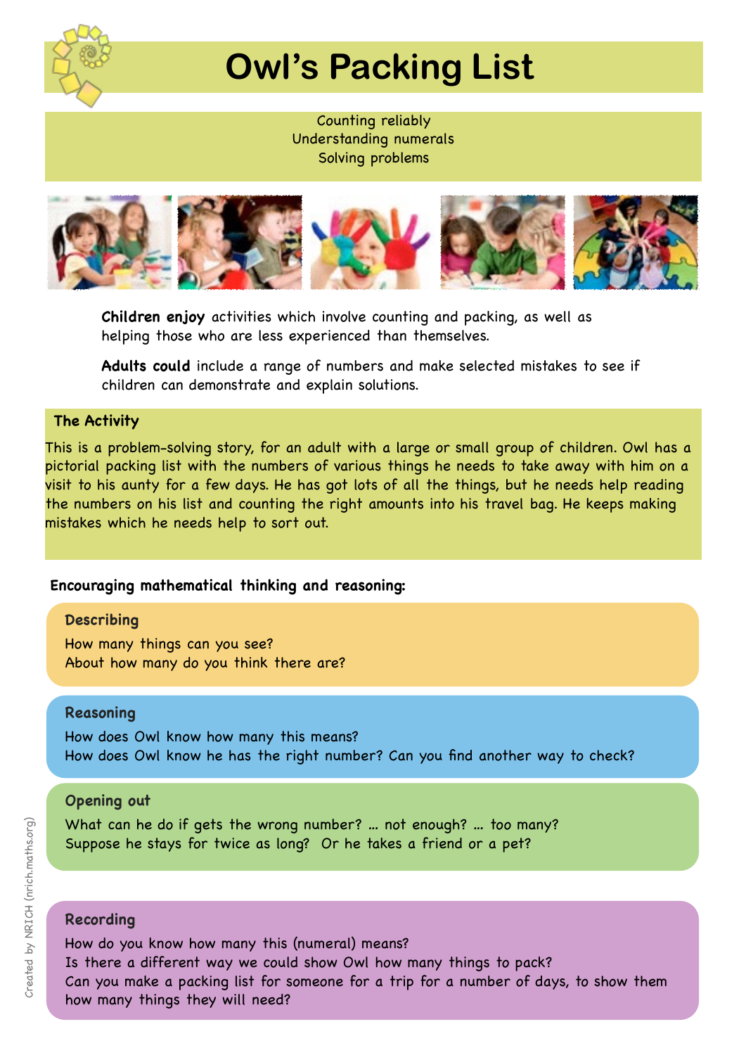# Owl's Packing List

Counting reliably
Understanding numerals
Solving problems

**Children enjoy** activities which involve counting and packing, as well as helping those who are less experienced than themselves.

**Adults could** include a range of numbers and make selected mistakes to see if children can demonstrate and explain solutions.

## The Activity

This is a problem-solving story, for an adult with a large or small group of children. Owl has a pictorial packing list with the numbers of various things he needs to take away with him on a visit to his aunty for a few days. He has got lots of all the things, but he needs help reading the numbers on his list and counting the right amounts into his travel bag. He keeps making mistakes which he needs help to sort out.

**Encouraging mathematical thinking and reasoning:**

### Describing

How many things can you see?
About how many do you think there are?

### Reasoning

How does Owl know how many this means?
How does Owl know he has the right number? Can you find another way to check?

### Opening out

What can he do if gets the wrong number? … not enough? … too many?
Suppose he stays for twice as long? Or he takes a friend or a pet?

### Recording

How do you know how many this (numeral) means?
Is there a different way we could show Owl how many things to pack?
Can you make a packing list for someone for a trip for a number of days, to show them how many things they will need?

Created by NRICH (nrich.maths.org)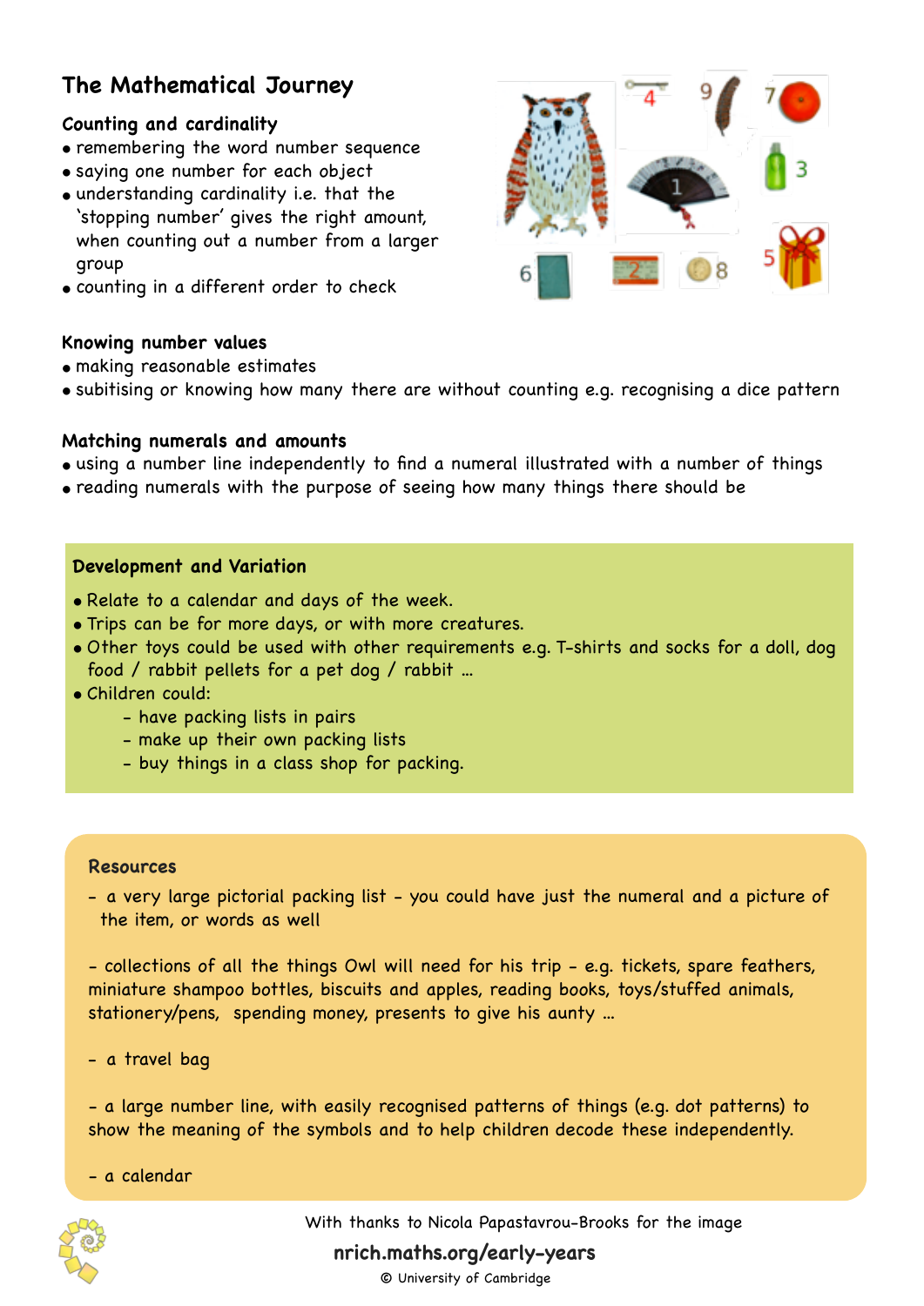## The Mathematical Journey

### Counting and cardinality

- remembering the word number sequence
- saying one number for each object
- understanding cardinality i.e. that the 'stopping number' gives the right amount, when counting out a number from a larger group
- counting in a different order to check

### Knowing number values

- making reasonable estimates
- subitising or knowing how many there are without counting e.g. recognising a dice pattern

### Matching numerals and amounts

- using a number line independently to find a numeral illustrated with a number of things
- reading numerals with the purpose of seeing how many things there should be

### Development and Variation

- Relate to a calendar and days of the week.
- Trips can be for more days, or with more creatures.
- Other toys could be used with other requirements e.g. T-shirts and socks for a doll, dog food / rabbit pellets for a pet dog / rabbit ...
- Children could:
  - have packing lists in pairs
  - make up their own packing lists
  - buy things in a class shop for packing.

### Resources

- a very large pictorial packing list - you could have just the numeral and a picture of the item, or words as well

- collections of all the things Owl will need for his trip - e.g. tickets, spare feathers, miniature shampoo bottles, biscuits and apples, reading books, toys/stuffed animals, stationery/pens, spending money, presents to give his aunty ...

- a travel bag

- a large number line, with easily recognised patterns of things (e.g. dot patterns) to show the meaning of the symbols and to help children decode these independently.

- a calendar

With thanks to Nicola Papastavrou-Brooks for the image

nrich.maths.org/early-years

© University of Cambridge